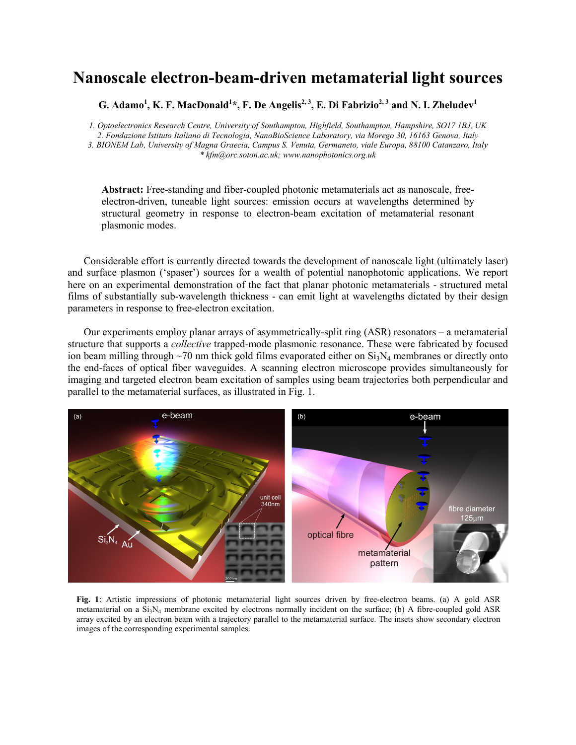# Nanoscale electron-beam-driven metamaterial light sources

**G. Adamo[1], K. F. MacDonald[1]*, F. De Angelis[2, 3], E. Di Fabrizio[2, 3] and N. I. Zheludev[1]**

*1. Optoelectronics Research Centre, University of Southampton, Highfield, Southampton, Hampshire, SO17 1BJ, UK*
*2. Fondazione Istituto Italiano di Tecnologia, NanoBioScience Laboratory, via Morego 30, 16163 Genova, Italy*
*3. BIONEM Lab, University of Magna Graecia, Campus S. Venuta, Germaneto, viale Europa, 88100 Catanzaro, Italy*
*\* kfm@orc.soton.ac.uk; www.nanophotonics.org.uk*

**Abstract:** Free-standing and fiber-coupled photonic metamaterials act as nanoscale, free-electron-driven, tuneable light sources: emission occurs at wavelengths determined by structural geometry in response to electron-beam excitation of metamaterial resonant plasmonic modes.

Considerable effort is currently directed towards the development of nanoscale light (ultimately laser) and surface plasmon ('spaser') sources for a wealth of potential nanophotonic applications. We report here on an experimental demonstration of the fact that planar photonic metamaterials - structured metal films of substantially sub-wavelength thickness - can emit light at wavelengths dictated by their design parameters in response to free-electron excitation.

Our experiments employ planar arrays of asymmetrically-split ring (ASR) resonators – a metamaterial structure that supports a *collective* trapped-mode plasmonic resonance. These were fabricated by focused ion beam milling through ~70 nm thick gold films evaporated either on $Si_3N_4$ membranes or directly onto the end-faces of optical fiber waveguides. A scanning electron microscope provides simultaneously for imaging and targeted electron beam excitation of samples using beam trajectories both perpendicular and parallel to the metamaterial surfaces, as illustrated in Fig. 1.

**Fig. 1**: Artistic impressions of photonic metamaterial light sources driven by free-electron beams. (a) A gold ASR metamaterial on a $Si_3N_4$ membrane excited by electrons normally incident on the surface; (b) A fibre-coupled gold ASR array excited by an electron beam with a trajectory parallel to the metamaterial surface. The insets show secondary electron images of the corresponding experimental samples.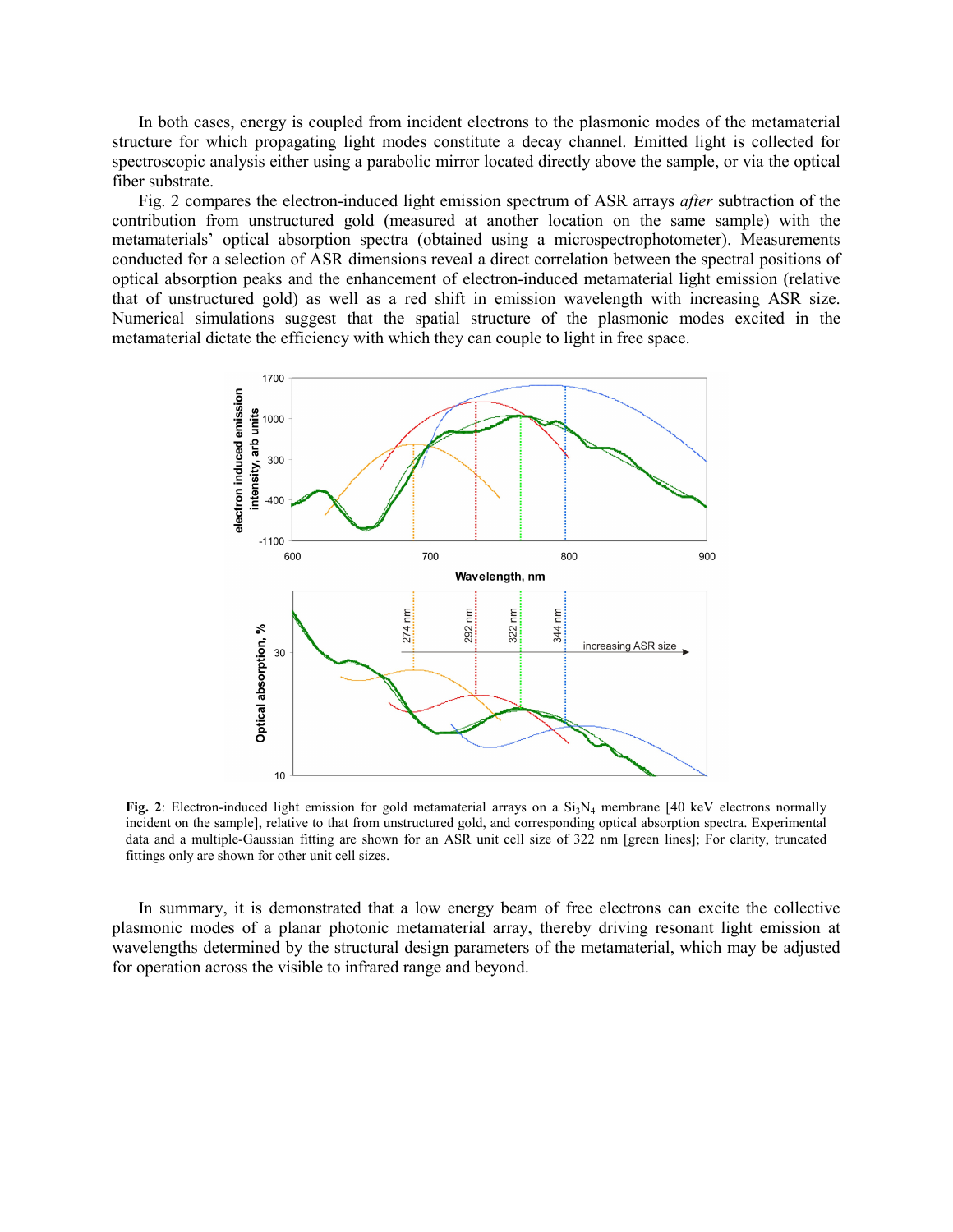In both cases, energy is coupled from incident electrons to the plasmonic modes of the metamaterial structure for which propagating light modes constitute a decay channel. Emitted light is collected for spectroscopic analysis either using a parabolic mirror located directly above the sample, or via the optical fiber substrate.

Fig. 2 compares the electron-induced light emission spectrum of ASR arrays *after* subtraction of the contribution from unstructured gold (measured at another location on the same sample) with the metamaterials' optical absorption spectra (obtained using a microspectrophotometer). Measurements conducted for a selection of ASR dimensions reveal a direct correlation between the spectral positions of optical absorption peaks and the enhancement of electron-induced metamaterial light emission (relative that of unstructured gold) as well as a red shift in emission wavelength with increasing ASR size. Numerical simulations suggest that the spatial structure of the plasmonic modes excited in the metamaterial dictate the efficiency with which they can couple to light in free space.

electron induced emission intensity, arb units
1700
1000
300
-400
-1100
600
700
800
900
Wavelength, nm

Optical absorption, %
30
10
274 nm
292 nm
322 nm
344 nm
increasing ASR size

**Fig. 2**: Electron-induced light emission for gold metamaterial arrays on a $Si_3N_4$ membrane [40 keV electrons normally incident on the sample], relative to that from unstructured gold, and corresponding optical absorption spectra. Experimental data and a multiple-Gaussian fitting are shown for an ASR unit cell size of 322 nm [green lines]; For clarity, truncated fittings only are shown for other unit cell sizes.

In summary, it is demonstrated that a low energy beam of free electrons can excite the collective plasmonic modes of a planar photonic metamaterial array, thereby driving resonant light emission at wavelengths determined by the structural design parameters of the metamaterial, which may be adjusted for operation across the visible to infrared range and beyond.